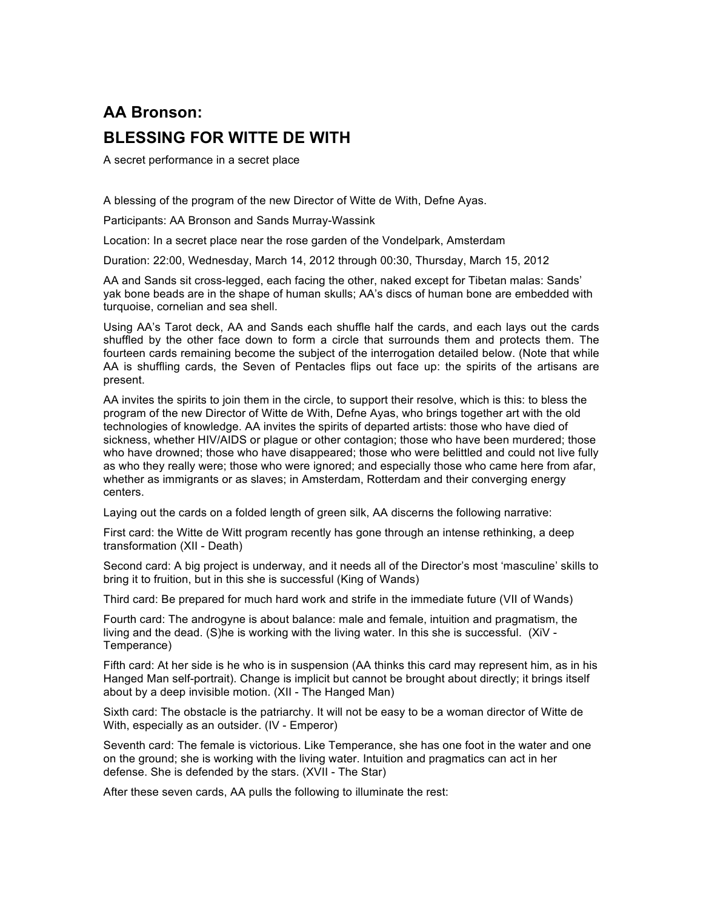# AA Bronson:

# BLESSING FOR WITTE DE WITH

A secret performance in a secret place

A blessing of the program of the new Director of Witte de With, Defne Ayas.

Participants: AA Bronson and Sands Murray-Wassink

Location: In a secret place near the rose garden of the Vondelpark, Amsterdam

Duration: 22:00, Wednesday, March 14, 2012 through 00:30, Thursday, March 15, 2012

AA and Sands sit cross-legged, each facing the other, naked except for Tibetan malas: Sands' yak bone beads are in the shape of human skulls; AA's discs of human bone are embedded with turquoise, cornelian and sea shell.

Using AA's Tarot deck, AA and Sands each shuffle half the cards, and each lays out the cards shuffled by the other face down to form a circle that surrounds them and protects them. The fourteen cards remaining become the subject of the interrogation detailed below. (Note that while AA is shuffling cards, the Seven of Pentacles flips out face up: the spirits of the artisans are present.

AA invites the spirits to join them in the circle, to support their resolve, which is this: to bless the program of the new Director of Witte de With, Defne Ayas, who brings together art with the old technologies of knowledge. AA invites the spirits of departed artists: those who have died of sickness, whether HIV/AIDS or plague or other contagion; those who have been murdered; those who have drowned; those who have disappeared; those who were belittled and could not live fully as who they really were; those who were ignored; and especially those who came here from afar, whether as immigrants or as slaves; in Amsterdam, Rotterdam and their converging energy centers.

Laying out the cards on a folded length of green silk, AA discerns the following narrative:

First card: the Witte de Witt program recently has gone through an intense rethinking, a deep transformation (XII - Death)

Second card: A big project is underway, and it needs all of the Director's most 'masculine' skills to bring it to fruition, but in this she is successful (King of Wands)

Third card: Be prepared for much hard work and strife in the immediate future (VII of Wands)

Fourth card: The androgyne is about balance: male and female, intuition and pragmatism, the living and the dead. (S)he is working with the living water. In this she is successful. (XiV - Temperance)

Fifth card: At her side is he who is in suspension (AA thinks this card may represent him, as in his Hanged Man self-portrait). Change is implicit but cannot be brought about directly; it brings itself about by a deep invisible motion. (XII - The Hanged Man)

Sixth card: The obstacle is the patriarchy. It will not be easy to be a woman director of Witte de With, especially as an outsider. (IV - Emperor)

Seventh card: The female is victorious. Like Temperance, she has one foot in the water and one on the ground; she is working with the living water. Intuition and pragmatics can act in her defense. She is defended by the stars. (XVII - The Star)

After these seven cards, AA pulls the following to illuminate the rest: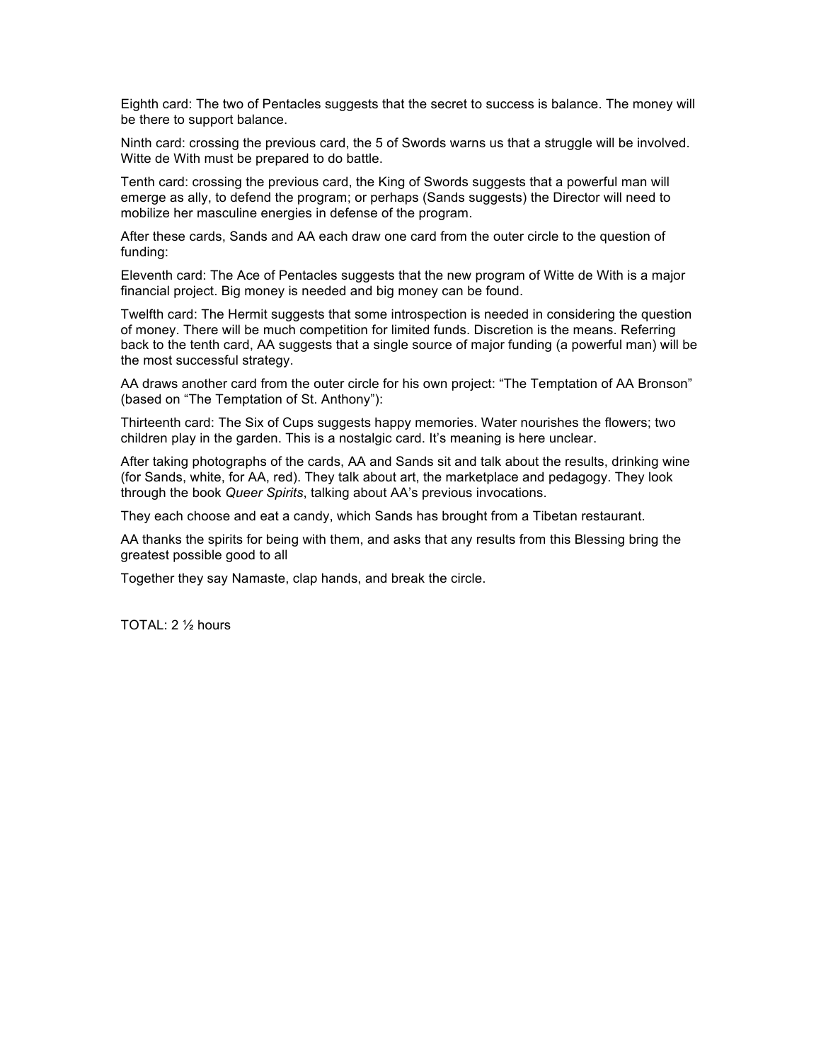Eighth card: The two of Pentacles suggests that the secret to success is balance. The money will be there to support balance.

Ninth card: crossing the previous card, the 5 of Swords warns us that a struggle will be involved. Witte de With must be prepared to do battle.

Tenth card: crossing the previous card, the King of Swords suggests that a powerful man will emerge as ally, to defend the program; or perhaps (Sands suggests) the Director will need to mobilize her masculine energies in defense of the program.

After these cards, Sands and AA each draw one card from the outer circle to the question of funding:

Eleventh card: The Ace of Pentacles suggests that the new program of Witte de With is a major financial project. Big money is needed and big money can be found.

Twelfth card: The Hermit suggests that some introspection is needed in considering the question of money. There will be much competition for limited funds. Discretion is the means. Referring back to the tenth card, AA suggests that a single source of major funding (a powerful man) will be the most successful strategy.

AA draws another card from the outer circle for his own project: “The Temptation of AA Bronson” (based on “The Temptation of St. Anthony”):

Thirteenth card: The Six of Cups suggests happy memories. Water nourishes the flowers; two children play in the garden. This is a nostalgic card. It’s meaning is here unclear.

After taking photographs of the cards, AA and Sands sit and talk about the results, drinking wine (for Sands, white, for AA, red). They talk about art, the marketplace and pedagogy. They look through the book *Queer Spirits*, talking about AA’s previous invocations.

They each choose and eat a candy, which Sands has brought from a Tibetan restaurant.

AA thanks the spirits for being with them, and asks that any results from this Blessing bring the greatest possible good to all

Together they say Namaste, clap hands, and break the circle.

TOTAL: 2 ½ hours